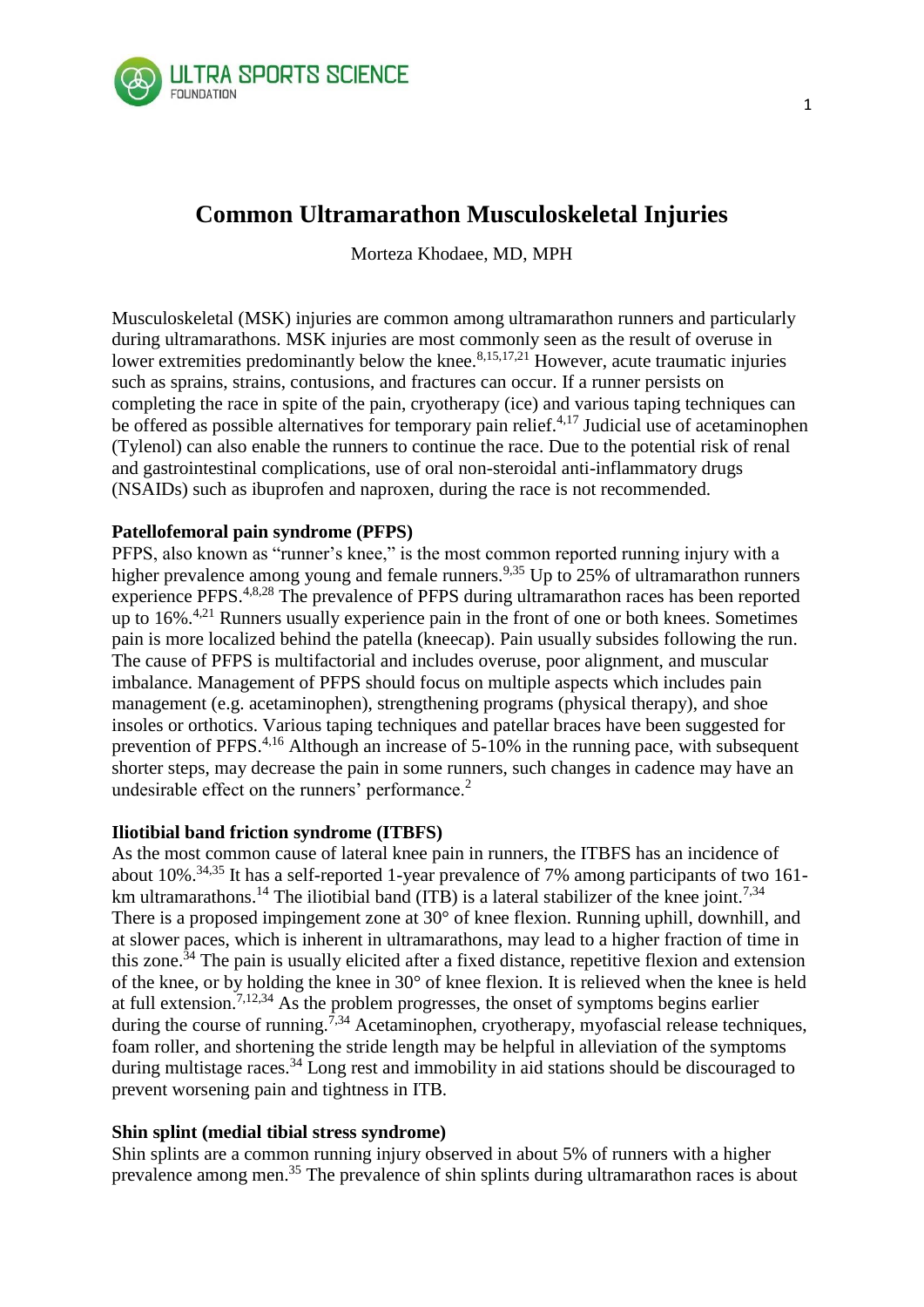# Common Ultramarathon Musculoskeletal Injuries

Morteza Khodaee, MD, MPH

Musculoskeletal (MSK) injuries are common among ultramarathon runners and particularly during ultramarathons. MSK injuries are most commonly seen as the result of overuse in lower extremities predominantly below the knee.[8,15,17,21] However, acute traumatic injuries such as sprains, strains, contusions, and fractures can occur. If a runner persists on completing the race in spite of the pain, cryotherapy (ice) and various taping techniques can be offered as possible alternatives for temporary pain relief.[4,17] Judicial use of acetaminophen (Tylenol) can also enable the runners to continue the race. Due to the potential risk of renal and gastrointestinal complications, use of oral non-steroidal anti-inflammatory drugs (NSAIDs) such as ibuprofen and naproxen, during the race is not recommended.

**Patellofemoral pain syndrome (PFPS)**

PFPS, also known as "runner's knee," is the most common reported running injury with a higher prevalence among young and female runners.[9,35] Up to 25% of ultramarathon runners experience PFPS.[4,8,28] The prevalence of PFPS during ultramarathon races has been reported up to 16%.[4,21] Runners usually experience pain in the front of one or both knees. Sometimes pain is more localized behind the patella (kneecap). Pain usually subsides following the run. The cause of PFPS is multifactorial and includes overuse, poor alignment, and muscular imbalance. Management of PFPS should focus on multiple aspects which includes pain management (e.g. acetaminophen), strengthening programs (physical therapy), and shoe insoles or orthotics. Various taping techniques and patellar braces have been suggested for prevention of PFPS.[4,16] Although an increase of 5-10% in the running pace, with subsequent shorter steps, may decrease the pain in some runners, such changes in cadence may have an undesirable effect on the runners' performance.[2]

**Iliotibial band friction syndrome (ITBFS)**

As the most common cause of lateral knee pain in runners, the ITBFS has an incidence of about 10%.[34,35] It has a self-reported 1-year prevalence of 7% among participants of two 161-km ultramarathons.[14] The iliotibial band (ITB) is a lateral stabilizer of the knee joint.[7,34] There is a proposed impingement zone at 30° of knee flexion. Running uphill, downhill, and at slower paces, which is inherent in ultramarathons, may lead to a higher fraction of time in this zone.[34] The pain is usually elicited after a fixed distance, repetitive flexion and extension of the knee, or by holding the knee in 30° of knee flexion. It is relieved when the knee is held at full extension.[7,12,34] As the problem progresses, the onset of symptoms begins earlier during the course of running.[7,34] Acetaminophen, cryotherapy, myofascial release techniques, foam roller, and shortening the stride length may be helpful in alleviation of the symptoms during multistage races.[34] Long rest and immobility in aid stations should be discouraged to prevent worsening pain and tightness in ITB.

**Shin splint (medial tibial stress syndrome)**

Shin splints are a common running injury observed in about 5% of runners with a higher prevalence among men.[35] The prevalence of shin splints during ultramarathon races is about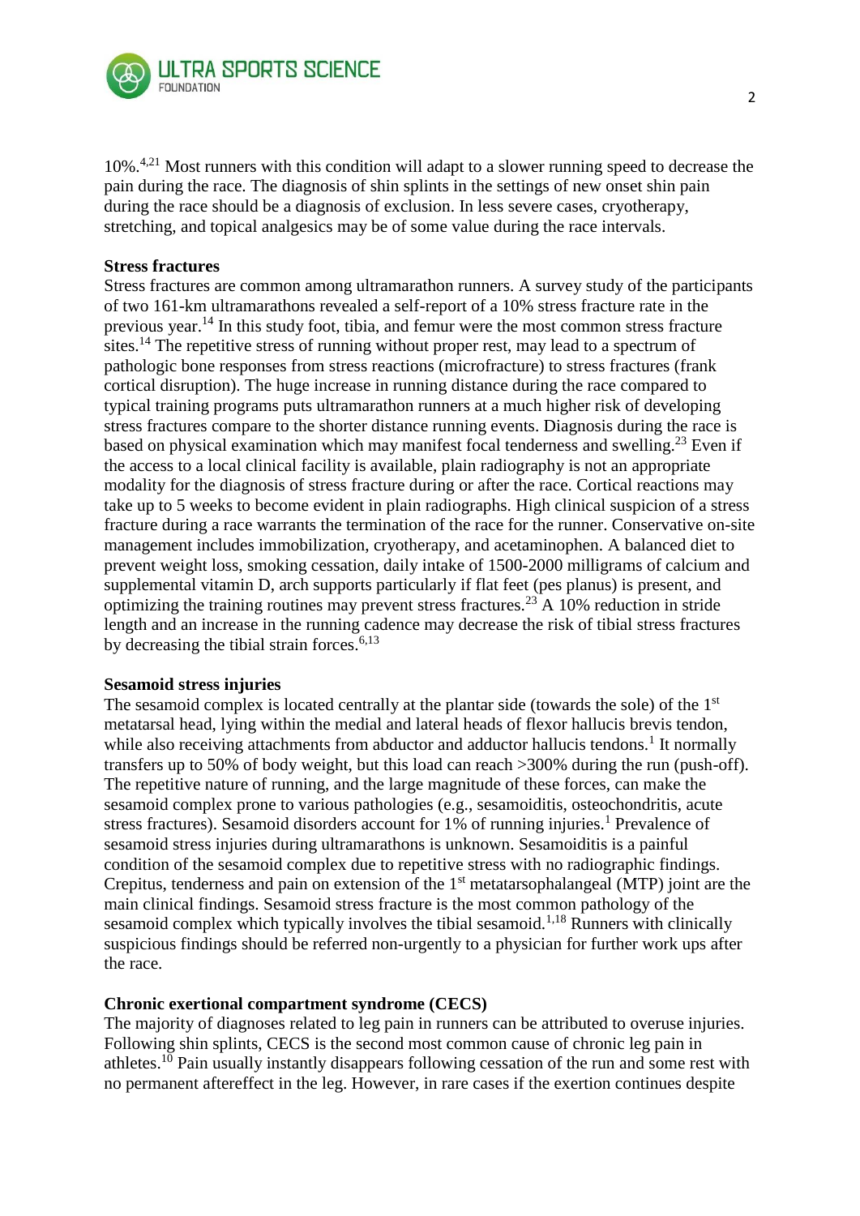10%.[4,21] Most runners with this condition will adapt to a slower running speed to decrease the pain during the race. The diagnosis of shin splints in the settings of new onset shin pain during the race should be a diagnosis of exclusion. In less severe cases, cryotherapy, stretching, and topical analgesics may be of some value during the race intervals.

**Stress fractures**

Stress fractures are common among ultramarathon runners. A survey study of the participants of two 161-km ultramarathons revealed a self-report of a 10% stress fracture rate in the previous year.[14] In this study foot, tibia, and femur were the most common stress fracture sites.[14] The repetitive stress of running without proper rest, may lead to a spectrum of pathologic bone responses from stress reactions (microfracture) to stress fractures (frank cortical disruption). The huge increase in running distance during the race compared to typical training programs puts ultramarathon runners at a much higher risk of developing stress fractures compare to the shorter distance running events. Diagnosis during the race is based on physical examination which may manifest focal tenderness and swelling.[23] Even if the access to a local clinical facility is available, plain radiography is not an appropriate modality for the diagnosis of stress fracture during or after the race. Cortical reactions may take up to 5 weeks to become evident in plain radiographs. High clinical suspicion of a stress fracture during a race warrants the termination of the race for the runner. Conservative on-site management includes immobilization, cryotherapy, and acetaminophen. A balanced diet to prevent weight loss, smoking cessation, daily intake of 1500-2000 milligrams of calcium and supplemental vitamin D, arch supports particularly if flat feet (pes planus) is present, and optimizing the training routines may prevent stress fractures.[23] A 10% reduction in stride length and an increase in the running cadence may decrease the risk of tibial stress fractures by decreasing the tibial strain forces.[6,13]

**Sesamoid stress injuries**

The sesamoid complex is located centrally at the plantar side (towards the sole) of the 1st metatarsal head, lying within the medial and lateral heads of flexor hallucis brevis tendon, while also receiving attachments from abductor and adductor hallucis tendons.[1] It normally transfers up to 50% of body weight, but this load can reach >300% during the run (push-off). The repetitive nature of running, and the large magnitude of these forces, can make the sesamoid complex prone to various pathologies (e.g., sesamoiditis, osteochondritis, acute stress fractures). Sesamoid disorders account for 1% of running injuries.[1] Prevalence of sesamoid stress injuries during ultramarathons is unknown. Sesamoiditis is a painful condition of the sesamoid complex due to repetitive stress with no radiographic findings. Crepitus, tenderness and pain on extension of the 1st metatarsophalangeal (MTP) joint are the main clinical findings. Sesamoid stress fracture is the most common pathology of the sesamoid complex which typically involves the tibial sesamoid.[1,18] Runners with clinically suspicious findings should be referred non-urgently to a physician for further work ups after the race.

**Chronic exertional compartment syndrome (CECS)**

The majority of diagnoses related to leg pain in runners can be attributed to overuse injuries. Following shin splints, CECS is the second most common cause of chronic leg pain in athletes.[10] Pain usually instantly disappears following cessation of the run and some rest with no permanent aftereffect in the leg. However, in rare cases if the exertion continues despite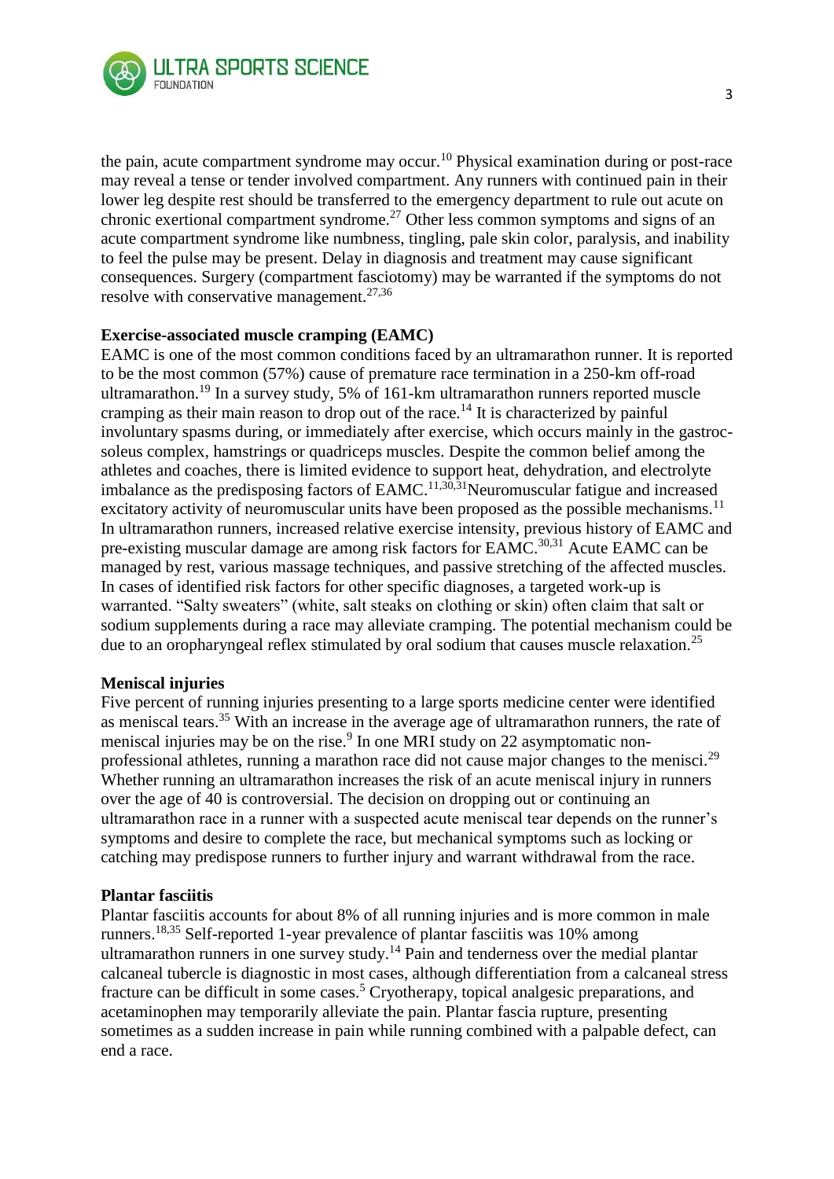the pain, acute compartment syndrome may occur.[10] Physical examination during or post-race may reveal a tense or tender involved compartment. Any runners with continued pain in their lower leg despite rest should be transferred to the emergency department to rule out acute on chronic exertional compartment syndrome.[27] Other less common symptoms and signs of an acute compartment syndrome like numbness, tingling, pale skin color, paralysis, and inability to feel the pulse may be present. Delay in diagnosis and treatment may cause significant consequences. Surgery (compartment fasciotomy) may be warranted if the symptoms do not resolve with conservative management.[27,36]

**Exercise-associated muscle cramping (EAMC)**

EAMC is one of the most common conditions faced by an ultramarathon runner. It is reported to be the most common (57%) cause of premature race termination in a 250-km off-road ultramarathon.[19] In a survey study, 5% of 161-km ultramarathon runners reported muscle cramping as their main reason to drop out of the race.[14] It is characterized by painful involuntary spasms during, or immediately after exercise, which occurs mainly in the gastroc-soleus complex, hamstrings or quadriceps muscles. Despite the common belief among the athletes and coaches, there is limited evidence to support heat, dehydration, and electrolyte imbalance as the predisposing factors of EAMC.[11,30,31]Neuromuscular fatigue and increased excitatory activity of neuromuscular units have been proposed as the possible mechanisms.[11] In ultramarathon runners, increased relative exercise intensity, previous history of EAMC and pre-existing muscular damage are among risk factors for EAMC.[30,31] Acute EAMC can be managed by rest, various massage techniques, and passive stretching of the affected muscles. In cases of identified risk factors for other specific diagnoses, a targeted work-up is warranted. "Salty sweaters" (white, salt steaks on clothing or skin) often claim that salt or sodium supplements during a race may alleviate cramping. The potential mechanism could be due to an oropharyngeal reflex stimulated by oral sodium that causes muscle relaxation.[25]

**Meniscal injuries**

Five percent of running injuries presenting to a large sports medicine center were identified as meniscal tears.[35] With an increase in the average age of ultramarathon runners, the rate of meniscal injuries may be on the rise.[9] In one MRI study on 22 asymptomatic non-professional athletes, running a marathon race did not cause major changes to the menisci.[29] Whether running an ultramarathon increases the risk of an acute meniscal injury in runners over the age of 40 is controversial. The decision on dropping out or continuing an ultramarathon race in a runner with a suspected acute meniscal tear depends on the runner's symptoms and desire to complete the race, but mechanical symptoms such as locking or catching may predispose runners to further injury and warrant withdrawal from the race.

**Plantar fasciitis**

Plantar fasciitis accounts for about 8% of all running injuries and is more common in male runners.[18,35] Self-reported 1-year prevalence of plantar fasciitis was 10% among ultramarathon runners in one survey study.[14] Pain and tenderness over the medial plantar calcaneal tubercle is diagnostic in most cases, although differentiation from a calcaneal stress fracture can be difficult in some cases.[5] Cryotherapy, topical analgesic preparations, and acetaminophen may temporarily alleviate the pain. Plantar fascia rupture, presenting sometimes as a sudden increase in pain while running combined with a palpable defect, can end a race.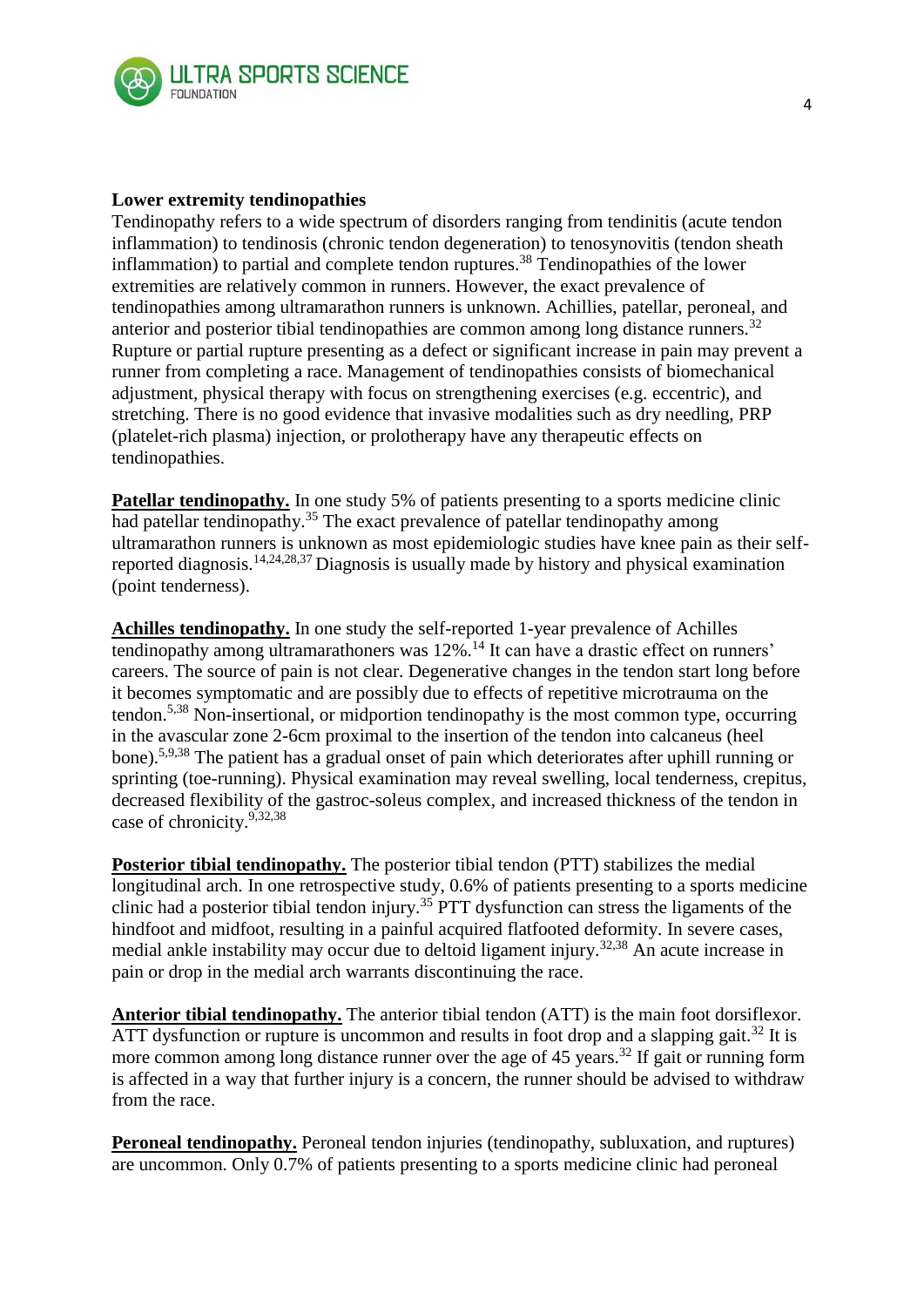**Lower extremity tendinopathies**

Tendinopathy refers to a wide spectrum of disorders ranging from tendinitis (acute tendon inflammation) to tendinosis (chronic tendon degeneration) to tenosynovitis (tendon sheath inflammation) to partial and complete tendon ruptures.[38] Tendinopathies of the lower extremities are relatively common in runners. However, the exact prevalence of tendinopathies among ultramarathon runners is unknown. Achillies, patellar, peroneal, and anterior and posterior tibial tendinopathies are common among long distance runners.[32] Rupture or partial rupture presenting as a defect or significant increase in pain may prevent a runner from completing a race. Management of tendinopathies consists of biomechanical adjustment, physical therapy with focus on strengthening exercises (e.g. eccentric), and stretching. There is no good evidence that invasive modalities such as dry needling, PRP (platelet-rich plasma) injection, or prolotherapy have any therapeutic effects on tendinopathies.

**Patellar tendinopathy.** In one study 5% of patients presenting to a sports medicine clinic had patellar tendinopathy.[35] The exact prevalence of patellar tendinopathy among ultramarathon runners is unknown as most epidemiologic studies have knee pain as their self-reported diagnosis.[14,24,28,37] Diagnosis is usually made by history and physical examination (point tenderness).

**Achilles tendinopathy.** In one study the self-reported 1-year prevalence of Achilles tendinopathy among ultramarathoners was 12%.[14] It can have a drastic effect on runners' careers. The source of pain is not clear. Degenerative changes in the tendon start long before it becomes symptomatic and are possibly due to effects of repetitive microtrauma on the tendon.[5,38] Non-insertional, or midportion tendinopathy is the most common type, occurring in the avascular zone 2-6cm proximal to the insertion of the tendon into calcaneus (heel bone).[5,9,38] The patient has a gradual onset of pain which deteriorates after uphill running or sprinting (toe-running). Physical examination may reveal swelling, local tenderness, crepitus, decreased flexibility of the gastroc-soleus complex, and increased thickness of the tendon in case of chronicity.[9,32,38]

**Posterior tibial tendinopathy.** The posterior tibial tendon (PTT) stabilizes the medial longitudinal arch. In one retrospective study, 0.6% of patients presenting to a sports medicine clinic had a posterior tibial tendon injury.[35] PTT dysfunction can stress the ligaments of the hindfoot and midfoot, resulting in a painful acquired flatfooted deformity. In severe cases, medial ankle instability may occur due to deltoid ligament injury.[32,38] An acute increase in pain or drop in the medial arch warrants discontinuing the race.

**Anterior tibial tendinopathy.** The anterior tibial tendon (ATT) is the main foot dorsiflexor. ATT dysfunction or rupture is uncommon and results in foot drop and a slapping gait.[32] It is more common among long distance runner over the age of 45 years.[32] If gait or running form is affected in a way that further injury is a concern, the runner should be advised to withdraw from the race.

**Peroneal tendinopathy.** Peroneal tendon injuries (tendinopathy, subluxation, and ruptures) are uncommon. Only 0.7% of patients presenting to a sports medicine clinic had peroneal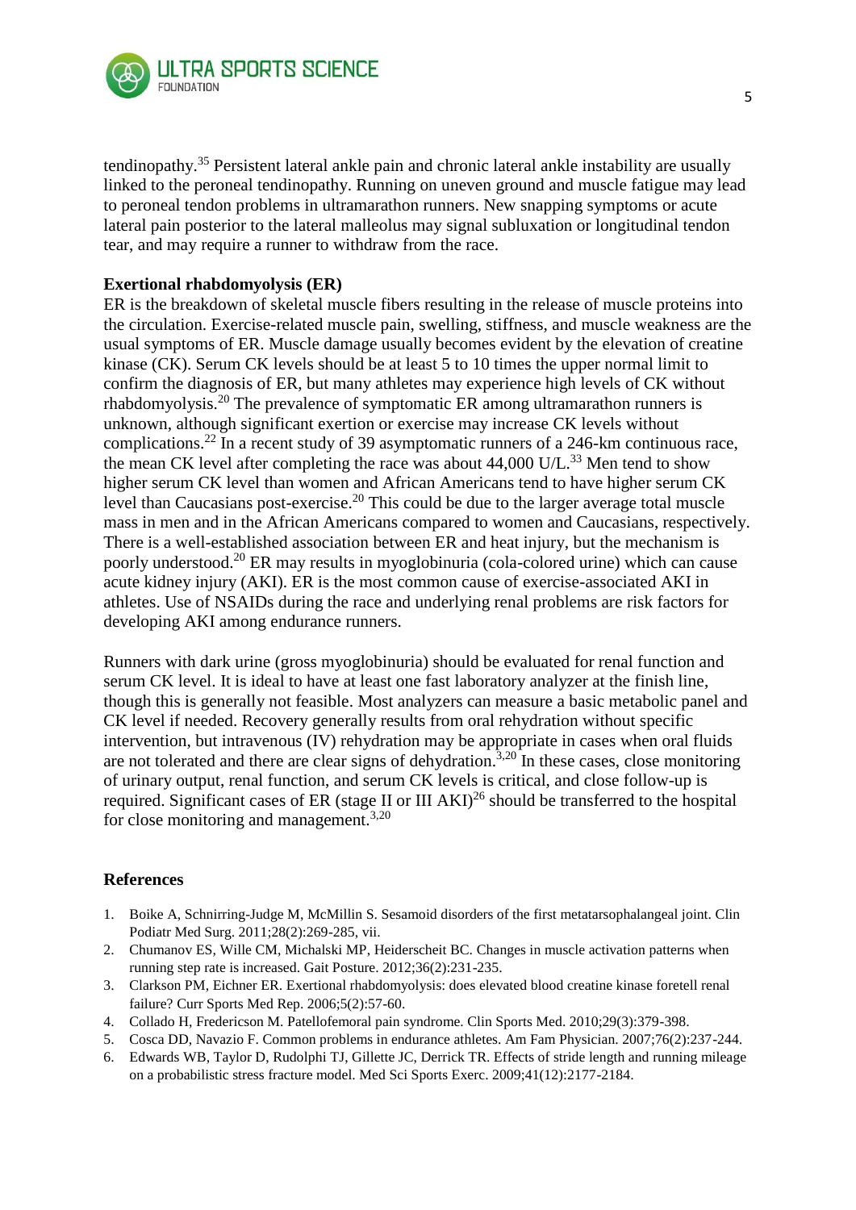tendinopathy.[35] Persistent lateral ankle pain and chronic lateral ankle instability are usually linked to the peroneal tendinopathy. Running on uneven ground and muscle fatigue may lead to peroneal tendon problems in ultramarathon runners. New snapping symptoms or acute lateral pain posterior to the lateral malleolus may signal subluxation or longitudinal tendon tear, and may require a runner to withdraw from the race.

**Exertional rhabdomyolysis (ER)**

ER is the breakdown of skeletal muscle fibers resulting in the release of muscle proteins into the circulation. Exercise-related muscle pain, swelling, stiffness, and muscle weakness are the usual symptoms of ER. Muscle damage usually becomes evident by the elevation of creatine kinase (CK). Serum CK levels should be at least 5 to 10 times the upper normal limit to confirm the diagnosis of ER, but many athletes may experience high levels of CK without rhabdomyolysis.[20] The prevalence of symptomatic ER among ultramarathon runners is unknown, although significant exertion or exercise may increase CK levels without complications.[22] In a recent study of 39 asymptomatic runners of a 246-km continuous race, the mean CK level after completing the race was about 44,000 U/L.[33] Men tend to show higher serum CK level than women and African Americans tend to have higher serum CK level than Caucasians post-exercise.[20] This could be due to the larger average total muscle mass in men and in the African Americans compared to women and Caucasians, respectively. There is a well-established association between ER and heat injury, but the mechanism is poorly understood.[20] ER may results in myoglobinuria (cola-colored urine) which can cause acute kidney injury (AKI). ER is the most common cause of exercise-associated AKI in athletes. Use of NSAIDs during the race and underlying renal problems are risk factors for developing AKI among endurance runners.

Runners with dark urine (gross myoglobinuria) should be evaluated for renal function and serum CK level. It is ideal to have at least one fast laboratory analyzer at the finish line, though this is generally not feasible. Most analyzers can measure a basic metabolic panel and CK level if needed. Recovery generally results from oral rehydration without specific intervention, but intravenous (IV) rehydration may be appropriate in cases when oral fluids are not tolerated and there are clear signs of dehydration.[3,20] In these cases, close monitoring of urinary output, renal function, and serum CK levels is critical, and close follow-up is required. Significant cases of ER (stage II or III AKI)[26] should be transferred to the hospital for close monitoring and management.[3,20]

## References

1. Boike A, Schnirring-Judge M, McMillin S. Sesamoid disorders of the first metatarsophalangeal joint. Clin Podiatr Med Surg. 2011;28(2):269-285, vii.
2. Chumanov ES, Wille CM, Michalski MP, Heiderscheit BC. Changes in muscle activation patterns when running step rate is increased. Gait Posture. 2012;36(2):231-235.
3. Clarkson PM, Eichner ER. Exertional rhabdomyolysis: does elevated blood creatine kinase foretell renal failure? Curr Sports Med Rep. 2006;5(2):57-60.
4. Collado H, Fredericson M. Patellofemoral pain syndrome. Clin Sports Med. 2010;29(3):379-398.
5. Cosca DD, Navazio F. Common problems in endurance athletes. Am Fam Physician. 2007;76(2):237-244.
6. Edwards WB, Taylor D, Rudolphi TJ, Gillette JC, Derrick TR. Effects of stride length and running mileage on a probabilistic stress fracture model. Med Sci Sports Exerc. 2009;41(12):2177-2184.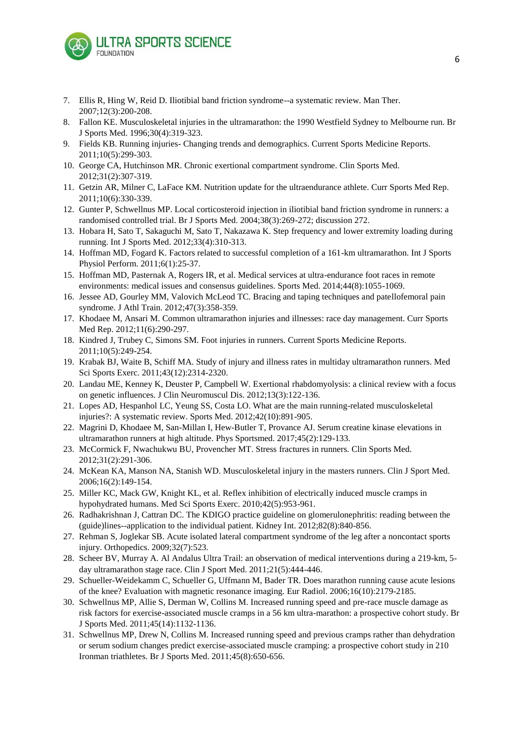7. Ellis R, Hing W, Reid D. Iliotibial band friction syndrome--a systematic review. Man Ther. 2007;12(3):200-208.
8. Fallon KE. Musculoskeletal injuries in the ultramarathon: the 1990 Westfield Sydney to Melbourne run. Br J Sports Med. 1996;30(4):319-323.
9. Fields KB. Running injuries- Changing trends and demographics. Current Sports Medicine Reports. 2011;10(5):299-303.
10. George CA, Hutchinson MR. Chronic exertional compartment syndrome. Clin Sports Med. 2012;31(2):307-319.
11. Getzin AR, Milner C, LaFace KM. Nutrition update for the ultraendurance athlete. Curr Sports Med Rep. 2011;10(6):330-339.
12. Gunter P, Schwellnus MP. Local corticosteroid injection in iliotibial band friction syndrome in runners: a randomised controlled trial. Br J Sports Med. 2004;38(3):269-272; discussion 272.
13. Hobara H, Sato T, Sakaguchi M, Sato T, Nakazawa K. Step frequency and lower extremity loading during running. Int J Sports Med. 2012;33(4):310-313.
14. Hoffman MD, Fogard K. Factors related to successful completion of a 161-km ultramarathon. Int J Sports Physiol Perform. 2011;6(1):25-37.
15. Hoffman MD, Pasternak A, Rogers IR, et al. Medical services at ultra-endurance foot races in remote environments: medical issues and consensus guidelines. Sports Med. 2014;44(8):1055-1069.
16. Jessee AD, Gourley MM, Valovich McLeod TC. Bracing and taping techniques and patellofemoral pain syndrome. J Athl Train. 2012;47(3):358-359.
17. Khodaee M, Ansari M. Common ultramarathon injuries and illnesses: race day management. Curr Sports Med Rep. 2012;11(6):290-297.
18. Kindred J, Trubey C, Simons SM. Foot injuries in runners. Current Sports Medicine Reports. 2011;10(5):249-254.
19. Krabak BJ, Waite B, Schiff MA. Study of injury and illness rates in multiday ultramarathon runners. Med Sci Sports Exerc. 2011;43(12):2314-2320.
20. Landau ME, Kenney K, Deuster P, Campbell W. Exertional rhabdomyolysis: a clinical review with a focus on genetic influences. J Clin Neuromuscul Dis. 2012;13(3):122-136.
21. Lopes AD, Hespanhol LC, Yeung SS, Costa LO. What are the main running-related musculoskeletal injuries?: A systematic review. Sports Med. 2012;42(10):891-905.
22. Magrini D, Khodaee M, San-Millan I, Hew-Butler T, Provance AJ. Serum creatine kinase elevations in ultramarathon runners at high altitude. Phys Sportsmed. 2017;45(2):129-133.
23. McCormick F, Nwachukwu BU, Provencher MT. Stress fractures in runners. Clin Sports Med. 2012;31(2):291-306.
24. McKean KA, Manson NA, Stanish WD. Musculoskeletal injury in the masters runners. Clin J Sport Med. 2006;16(2):149-154.
25. Miller KC, Mack GW, Knight KL, et al. Reflex inhibition of electrically induced muscle cramps in hypohydrated humans. Med Sci Sports Exerc. 2010;42(5):953-961.
26. Radhakrishnan J, Cattran DC. The KDIGO practice guideline on glomerulonephritis: reading between the (guide)lines--application to the individual patient. Kidney Int. 2012;82(8):840-856.
27. Rehman S, Joglekar SB. Acute isolated lateral compartment syndrome of the leg after a noncontact sports injury. Orthopedics. 2009;32(7):523.
28. Scheer BV, Murray A. Al Andalus Ultra Trail: an observation of medical interventions during a 219-km, 5-day ultramarathon stage race. Clin J Sport Med. 2011;21(5):444-446.
29. Schueller-Weidekamm C, Schueller G, Uffmann M, Bader TR. Does marathon running cause acute lesions of the knee? Evaluation with magnetic resonance imaging. Eur Radiol. 2006;16(10):2179-2185.
30. Schwellnus MP, Allie S, Derman W, Collins M. Increased running speed and pre-race muscle damage as risk factors for exercise-associated muscle cramps in a 56 km ultra-marathon: a prospective cohort study. Br J Sports Med. 2011;45(14):1132-1136.
31. Schwellnus MP, Drew N, Collins M. Increased running speed and previous cramps rather than dehydration or serum sodium changes predict exercise-associated muscle cramping: a prospective cohort study in 210 Ironman triathletes. Br J Sports Med. 2011;45(8):650-656.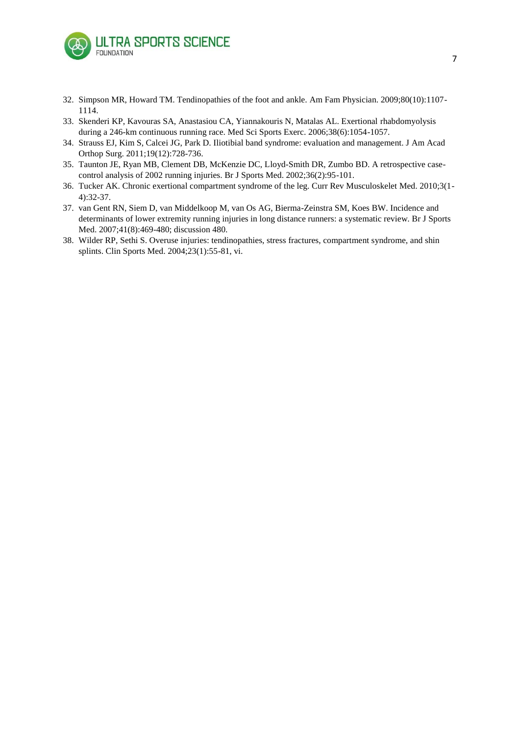32. Simpson MR, Howard TM. Tendinopathies of the foot and ankle. Am Fam Physician. 2009;80(10):1107-1114.
33. Skenderi KP, Kavouras SA, Anastasiou CA, Yiannakouris N, Matalas AL. Exertional rhabdomyolysis during a 246-km continuous running race. Med Sci Sports Exerc. 2006;38(6):1054-1057.
34. Strauss EJ, Kim S, Calcei JG, Park D. Iliotibial band syndrome: evaluation and management. J Am Acad Orthop Surg. 2011;19(12):728-736.
35. Taunton JE, Ryan MB, Clement DB, McKenzie DC, Lloyd-Smith DR, Zumbo BD. A retrospective case-control analysis of 2002 running injuries. Br J Sports Med. 2002;36(2):95-101.
36. Tucker AK. Chronic exertional compartment syndrome of the leg. Curr Rev Musculoskelet Med. 2010;3(1-4):32-37.
37. van Gent RN, Siem D, van Middelkoop M, van Os AG, Bierma-Zeinstra SM, Koes BW. Incidence and determinants of lower extremity running injuries in long distance runners: a systematic review. Br J Sports Med. 2007;41(8):469-480; discussion 480.
38. Wilder RP, Sethi S. Overuse injuries: tendinopathies, stress fractures, compartment syndrome, and shin splints. Clin Sports Med. 2004;23(1):55-81, vi.